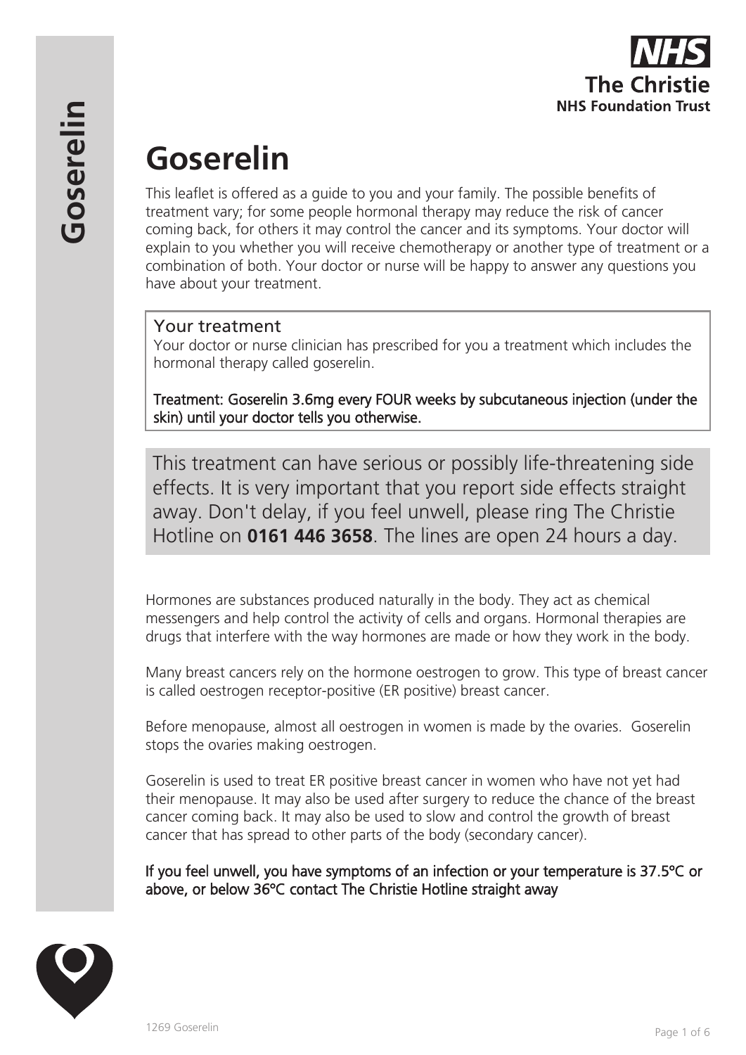# Goserelin

This leaflet is offered as a guide to you and your family. The possible benefits of treatment vary; for some people hormonal therapy may reduce the risk of cancer coming back, for others it may control the cancer and its symptoms. Your doctor will explain to you whether you will receive chemotherapy or another type of treatment or a combination of both. Your doctor or nurse will be happy to answer any questions you have about your treatment.

## Your treatment

Your doctor or nurse clinician has prescribed for you a treatment which includes the hormonal therapy called goserelin.

**Treatment: Goserelin 3.6mg every FOUR weeks by subcutaneous injection (under the skin) until your doctor tells you otherwise.**

This treatment can have serious or possibly life-threatening side effects. It is very important that you report side effects straight away. Don't delay, if you feel unwell, please ring The Christie Hotline on **0161 446 3658**. The lines are open 24 hours a day.

Hormones are substances produced naturally in the body. They act as chemical messengers and help control the activity of cells and organs. Hormonal therapies are drugs that interfere with the way hormones are made or how they work in the body.

Many breast cancers rely on the hormone oestrogen to grow. This type of breast cancer is called oestrogen receptor-positive (ER positive) breast cancer.

Before menopause, almost all oestrogen in women is made by the ovaries. Goserelin stops the ovaries making oestrogen.

Goserelin is used to treat ER positive breast cancer in women who have not yet had their menopause. It may also be used after surgery to reduce the chance of the breast cancer coming back. It may also be used to slow and control the growth of breast cancer that has spread to other parts of the body (secondary cancer).

**If you feel unwell, you have symptoms of an infection or your temperature is 37.5°C or above, or below 36°C contact The Christie Hotline straight away**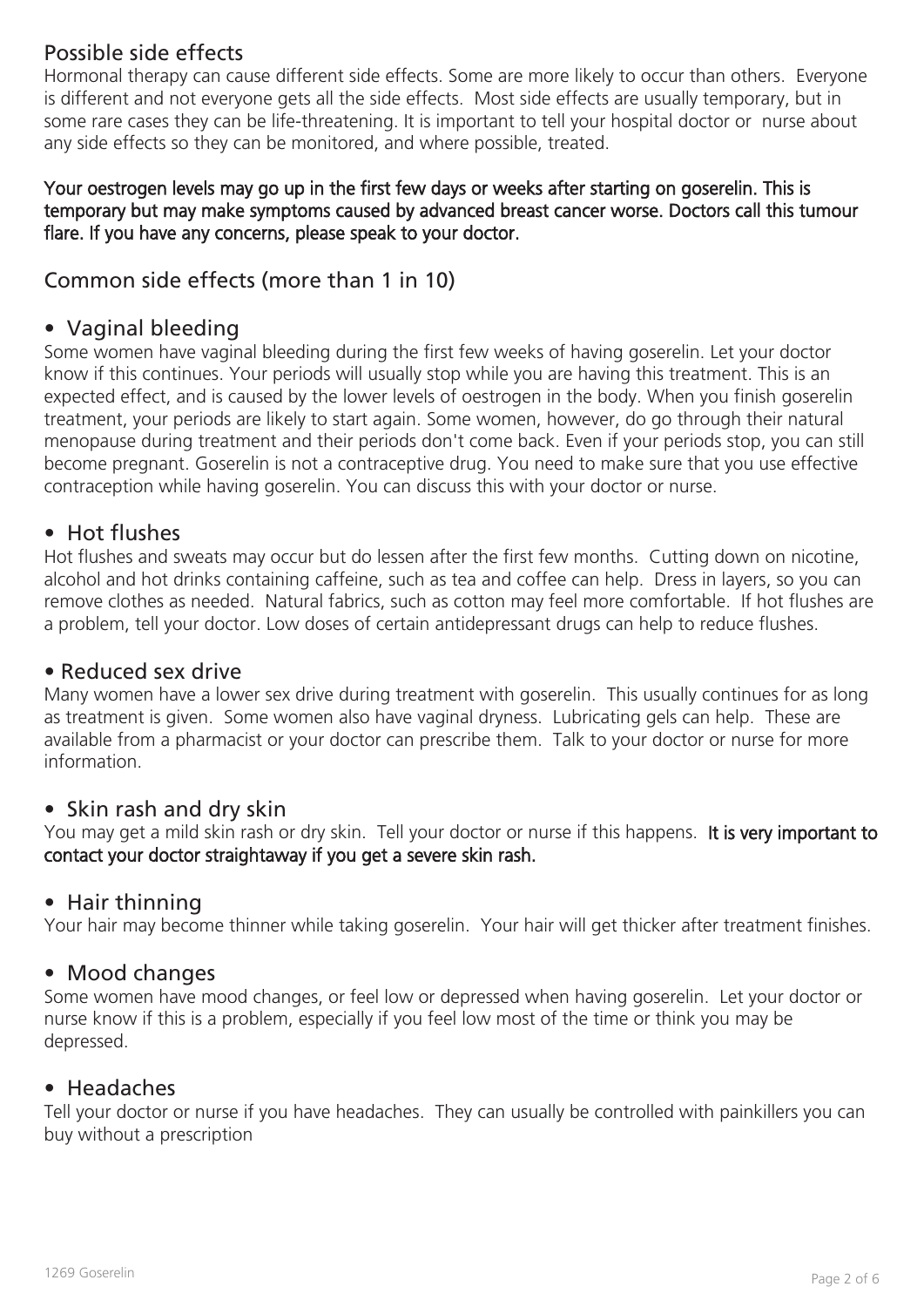## Possible side effects

Hormonal therapy can cause different side effects. Some are more likely to occur than others. Everyone is different and not everyone gets all the side effects. Most side effects are usually temporary, but in some rare cases they can be life-threatening. It is important to tell your hospital doctor or nurse about any side effects so they can be monitored, and where possible, treated.

**Your oestrogen levels may go up in the first few days or weeks after starting on goserelin. This is temporary but may make symptoms caused by advanced breast cancer worse. Doctors call this tumour flare. If you have any concerns, please speak to your doctor.**

## Common side effects (more than 1 in 10)

### • Vaginal bleeding

Some women have vaginal bleeding during the first few weeks of having goserelin. Let your doctor know if this continues. Your periods will usually stop while you are having this treatment. This is an expected effect, and is caused by the lower levels of oestrogen in the body. When you finish goserelin treatment, your periods are likely to start again. Some women, however, do go through their natural menopause during treatment and their periods don't come back. Even if your periods stop, you can still become pregnant. Goserelin is not a contraceptive drug. You need to make sure that you use effective contraception while having goserelin. You can discuss this with your doctor or nurse.

### • Hot flushes

Hot flushes and sweats may occur but do lessen after the first few months. Cutting down on nicotine, alcohol and hot drinks containing caffeine, such as tea and coffee can help. Dress in layers, so you can remove clothes as needed. Natural fabrics, such as cotton may feel more comfortable. If hot flushes are a problem, tell your doctor. Low doses of certain antidepressant drugs can help to reduce flushes.

### • Reduced sex drive

Many women have a lower sex drive during treatment with goserelin. This usually continues for as long as treatment is given. Some women also have vaginal dryness. Lubricating gels can help. These are available from a pharmacist or your doctor can prescribe them. Talk to your doctor or nurse for more information.

### • Skin rash and dry skin

You may get a mild skin rash or dry skin. Tell your doctor or nurse if this happens. **It is very important to contact your doctor straightaway if you get a severe skin rash.**

### • Hair thinning

Your hair may become thinner while taking goserelin. Your hair will get thicker after treatment finishes.

### • Mood changes

Some women have mood changes, or feel low or depressed when having goserelin. Let your doctor or nurse know if this is a problem, especially if you feel low most of the time or think you may be depressed.

### • Headaches

Tell your doctor or nurse if you have headaches. They can usually be controlled with painkillers you can buy without a prescription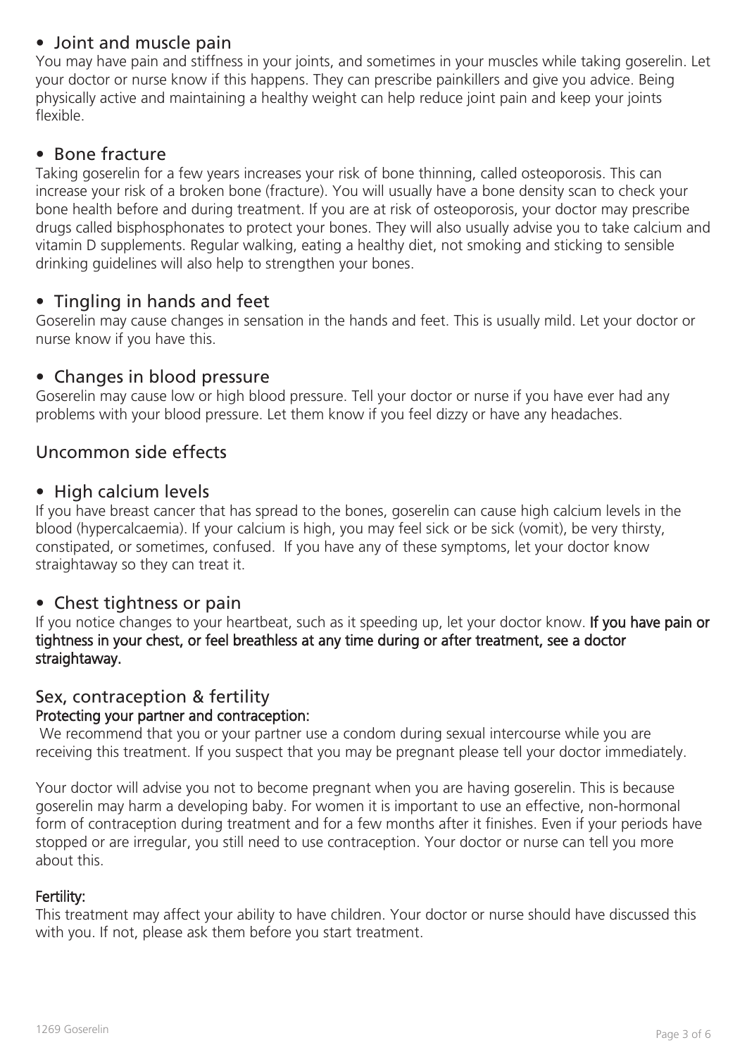- **Joint and muscle pain**

You may have pain and stiffness in your joints, and sometimes in your muscles while taking goserelin. Let your doctor or nurse know if this happens. They can prescribe painkillers and give you advice. Being physically active and maintaining a healthy weight can help reduce joint pain and keep your joints flexible.

- **Bone fracture**

Taking goserelin for a few years increases your risk of bone thinning, called osteoporosis. This can increase your risk of a broken bone (fracture). You will usually have a bone density scan to check your bone health before and during treatment. If you are at risk of osteoporosis, your doctor may prescribe drugs called bisphosphonates to protect your bones. They will also usually advise you to take calcium and vitamin D supplements. Regular walking, eating a healthy diet, not smoking and sticking to sensible drinking guidelines will also help to strengthen your bones.

- **Tingling in hands and feet**

Goserelin may cause changes in sensation in the hands and feet. This is usually mild. Let your doctor or nurse know if you have this.

- **Changes in blood pressure**

Goserelin may cause low or high blood pressure. Tell your doctor or nurse if you have ever had any problems with your blood pressure. Let them know if you feel dizzy or have any headaches.

## Uncommon side effects

- **High calcium levels**

If you have breast cancer that has spread to the bones, goserelin can cause high calcium levels in the blood (hypercalcaemia). If your calcium is high, you may feel sick or be sick (vomit), be very thirsty, constipated, or sometimes, confused. If you have any of these symptoms, let your doctor know straightaway so they can treat it.

- **Chest tightness or pain**

If you notice changes to your heartbeat, such as it speeding up, let your doctor know. **If you have pain or tightness in your chest, or feel breathless at any time during or after treatment, see a doctor straightaway.**

## Sex, contraception & fertility

**Protecting your partner and contraception:**

We recommend that you or your partner use a condom during sexual intercourse while you are receiving this treatment. If you suspect that you may be pregnant please tell your doctor immediately.

Your doctor will advise you not to become pregnant when you are having goserelin. This is because goserelin may harm a developing baby. For women it is important to use an effective, non-hormonal form of contraception during treatment and for a few months after it finishes. Even if your periods have stopped or are irregular, you still need to use contraception. Your doctor or nurse can tell you more about this.

**Fertility:**

This treatment may affect your ability to have children. Your doctor or nurse should have discussed this with you. If not, please ask them before you start treatment.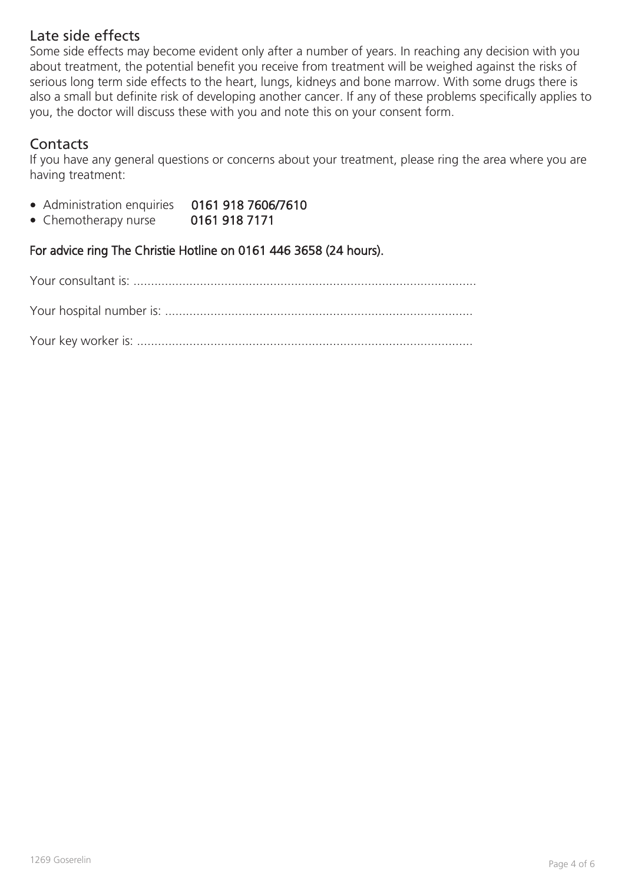## Late side effects

Some side effects may become evident only after a number of years. In reaching any decision with you about treatment, the potential benefit you receive from treatment will be weighed against the risks of serious long term side effects to the heart, lungs, kidneys and bone marrow. With some drugs there is also a small but definite risk of developing another cancer. If any of these problems specifically applies to you, the doctor will discuss these with you and note this on your consent form.

## Contacts

If you have any general questions or concerns about your treatment, please ring the area where you are having treatment:

- Administration enquiries **0161 918 7606/7610**
- Chemotherapy nurse **0161 918 7171**

**For advice ring The Christie Hotline on 0161 446 3658 (24 hours).**

Your consultant is: ................................................................................................

Your hospital number is: .......................................................................................

Your key worker is: ...............................................................................................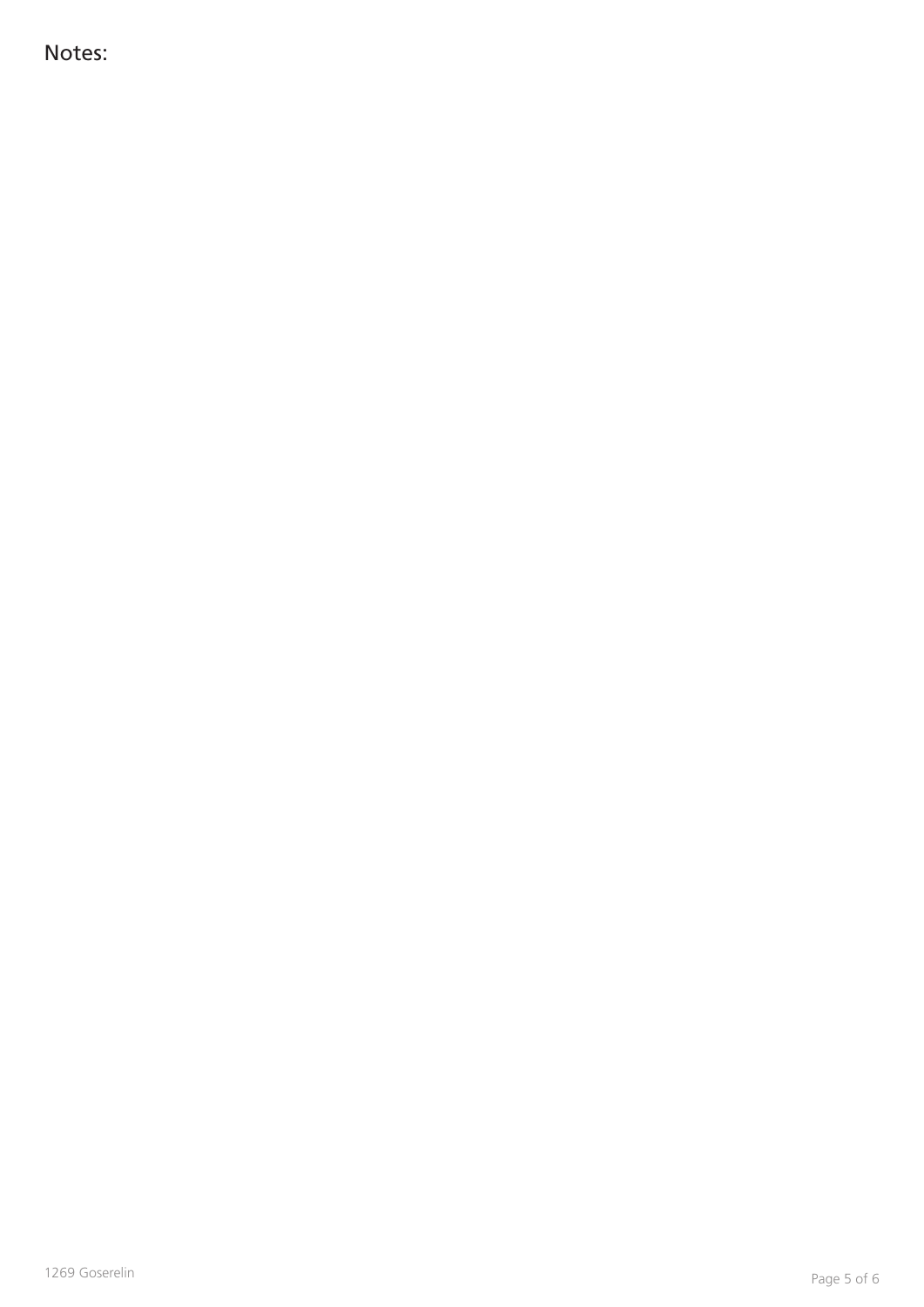Notes: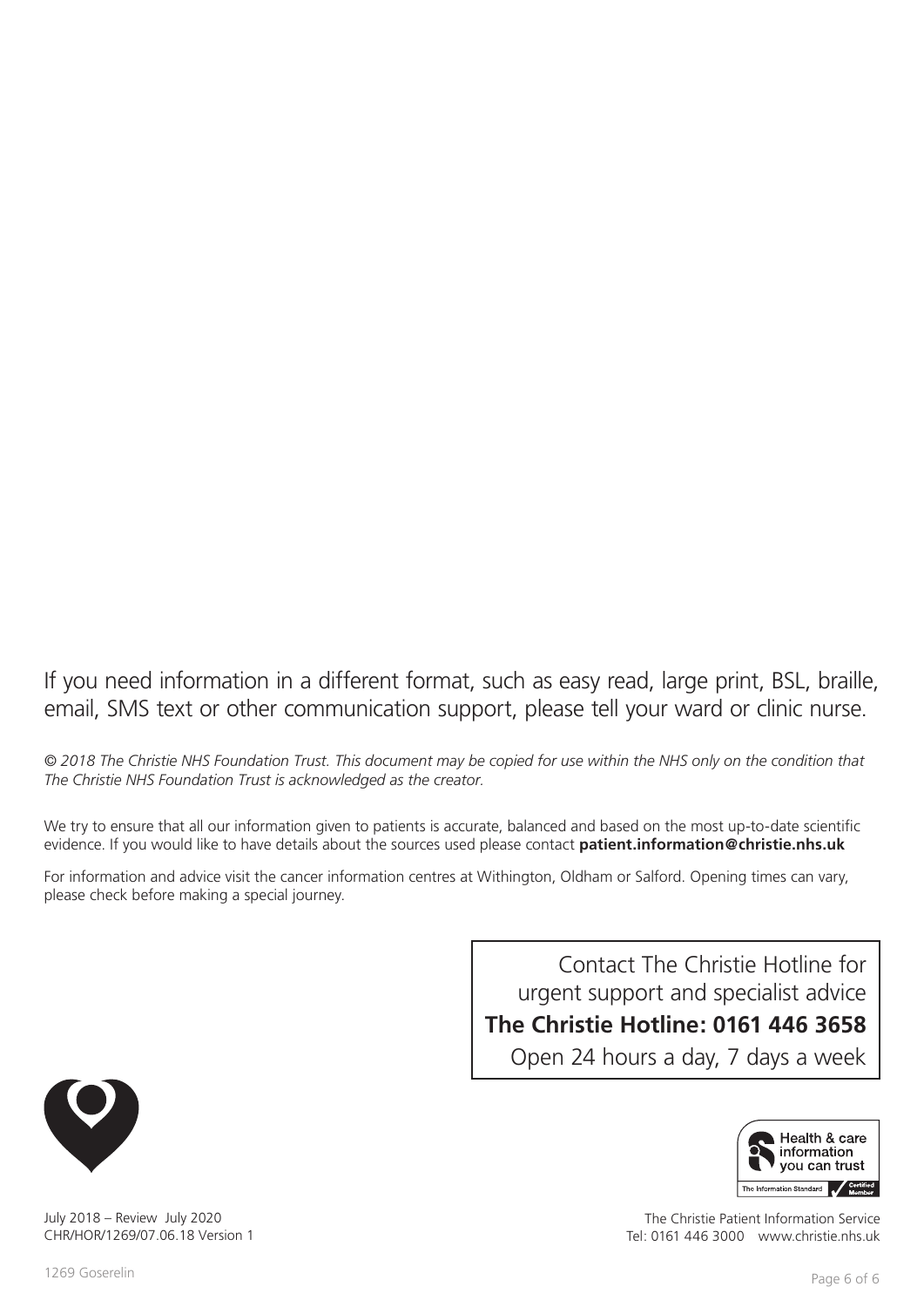If you need information in a different format, such as easy read, large print, BSL, braille, email, SMS text or other communication support, please tell your ward or clinic nurse.

*© 2018 The Christie NHS Foundation Trust. This document may be copied for use within the NHS only on the condition that The Christie NHS Foundation Trust is acknowledged as the creator.*

We try to ensure that all our information given to patients is accurate, balanced and based on the most up-to-date scientific evidence. If you would like to have details about the sources used please contact **patient.information@christie.nhs.uk**

For information and advice visit the cancer information centres at Withington, Oldham or Salford. Opening times can vary, please check before making a special journey.

Contact The Christie Hotline for urgent support and specialist advice

**The Christie Hotline: 0161 446 3658**

Open 24 hours a day, 7 days a week

Health & care information you can trust

The Information Standard — Certified Member

July 2018 – Review July 2020
CHR/HOR/1269/07.06.18 Version 1

The Christie Patient Information Service
Tel: 0161 446 3000 www.christie.nhs.uk

1269 Goserelin